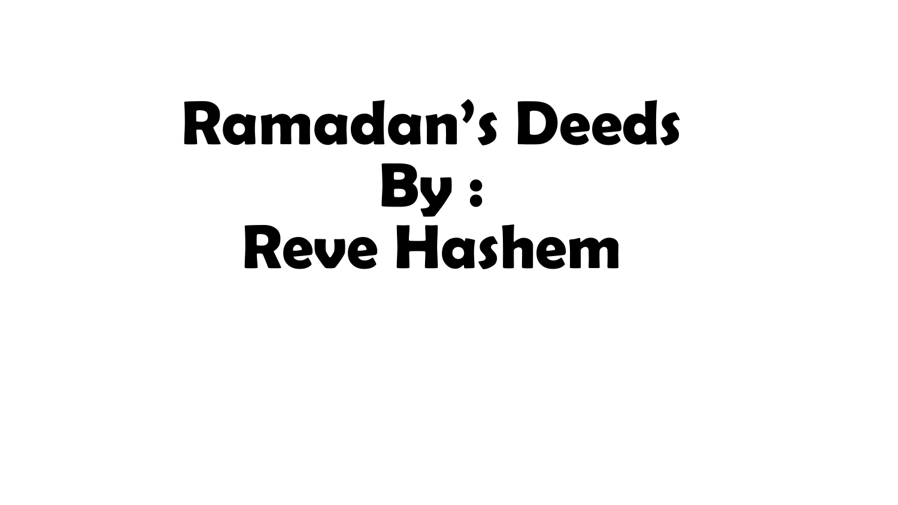# Ramadan's Deeds

By :

Reve Hashem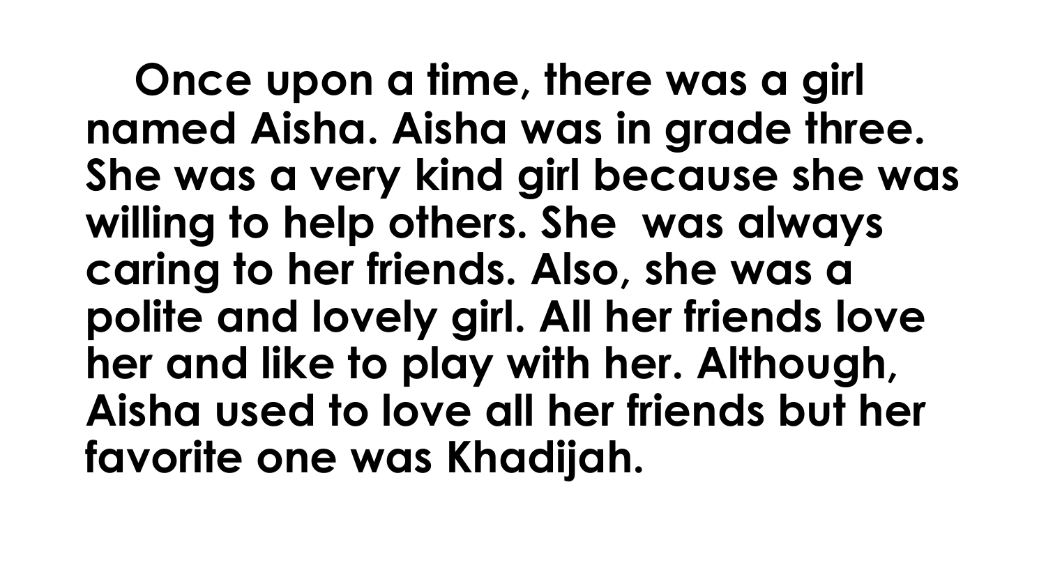Once upon a time, there was a girl named Aisha. Aisha was in grade three. She was a very kind girl because she was willing to help others. She  was always caring to her friends. Also, she was a polite and lovely girl. All her friends love her and like to play with her. Although, Aisha used to love all her friends but her favorite one was Khadijah.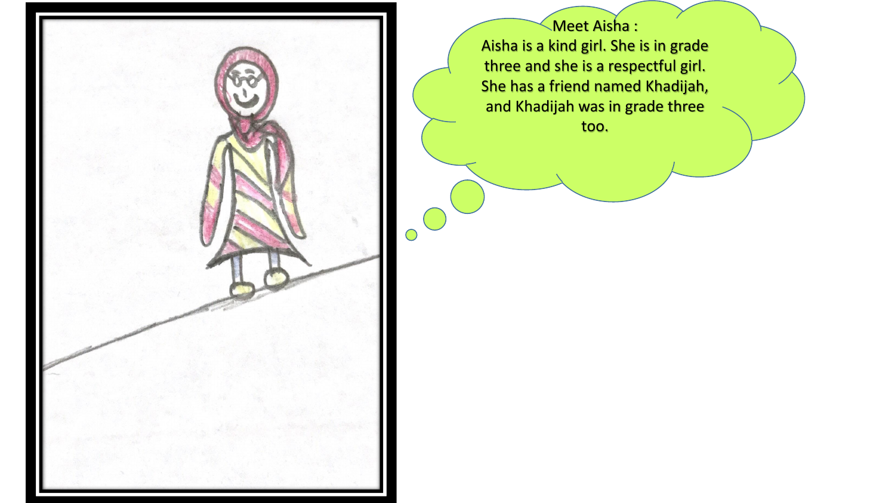Meet Aisha :

Aisha is a kind girl. She is in grade three and she is a respectful girl. She has a friend named Khadijah, and Khadijah was in grade three too.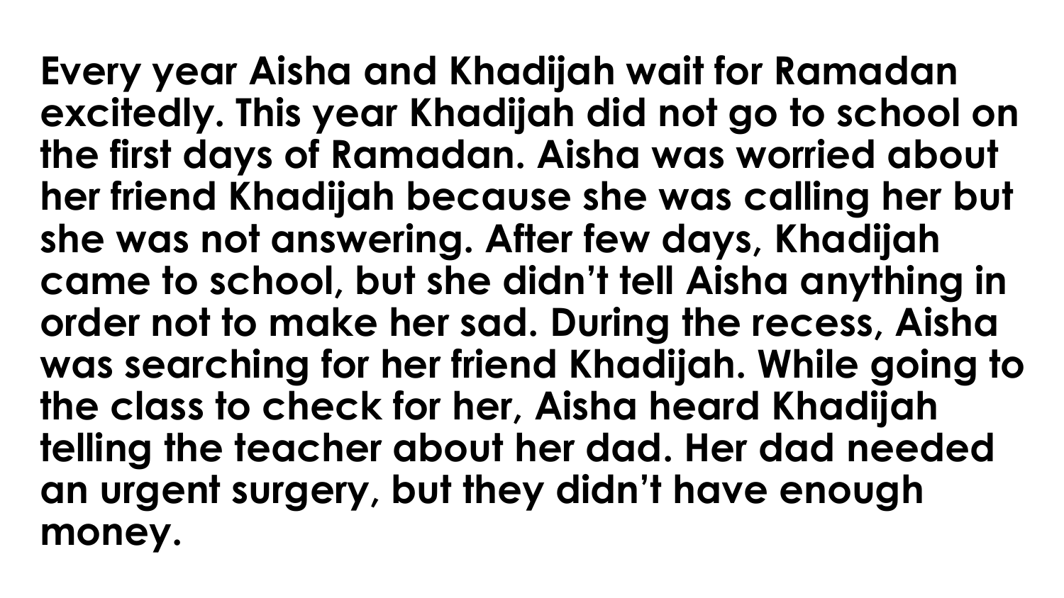**Every year Aisha and Khadijah wait for Ramadan excitedly. This year Khadijah did not go to school on the first days of Ramadan. Aisha was worried about her friend Khadijah because she was calling her but she was not answering. After few days, Khadijah came to school, but she didn’t tell Aisha anything in order not to make her sad. During the recess, Aisha was searching for her friend Khadijah. While going to the class to check for her, Aisha heard Khadijah telling the teacher about her dad. Her dad needed an urgent surgery, but they didn’t have enough money.**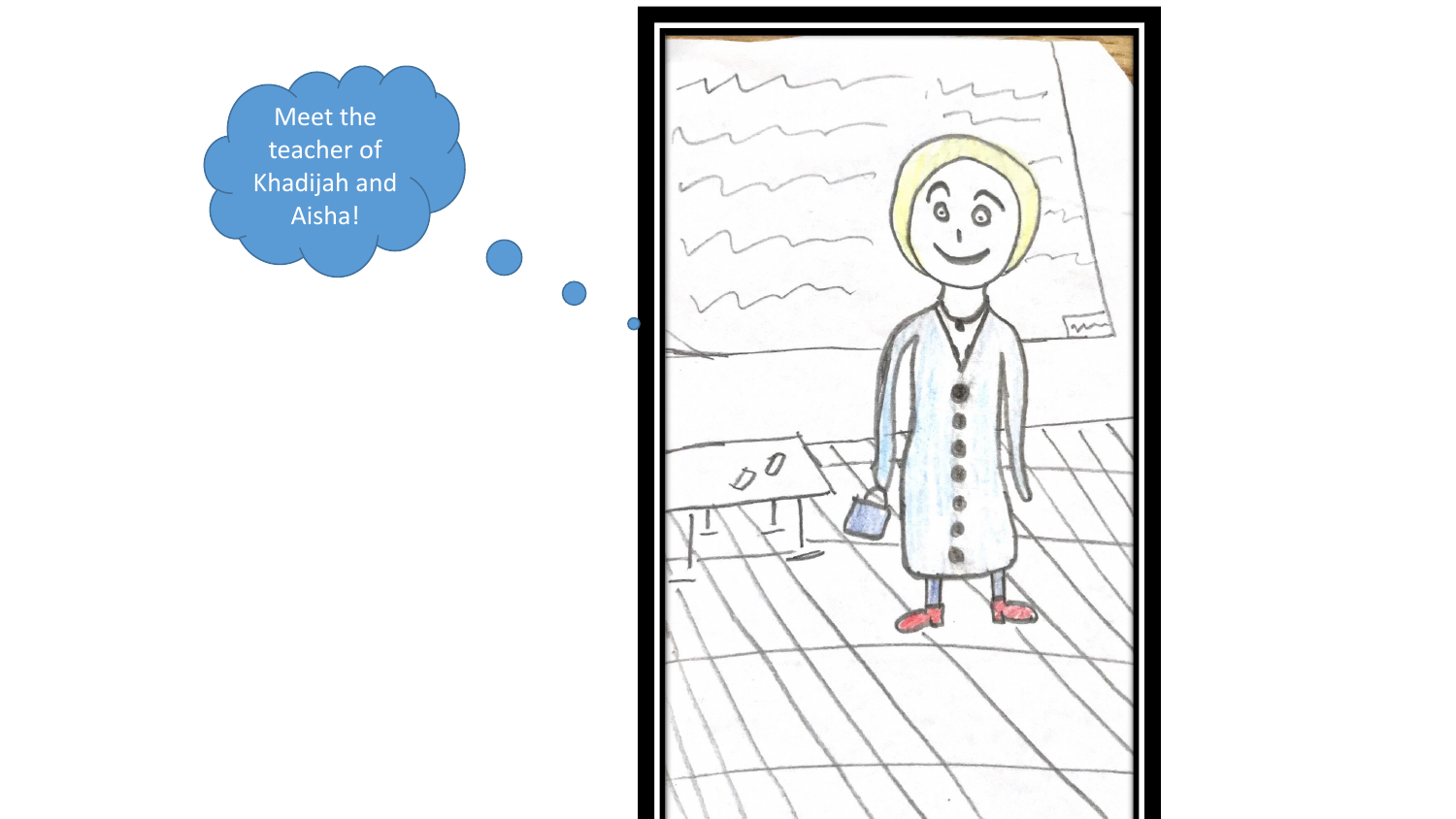Meet the teacher of Khadijah and Aisha!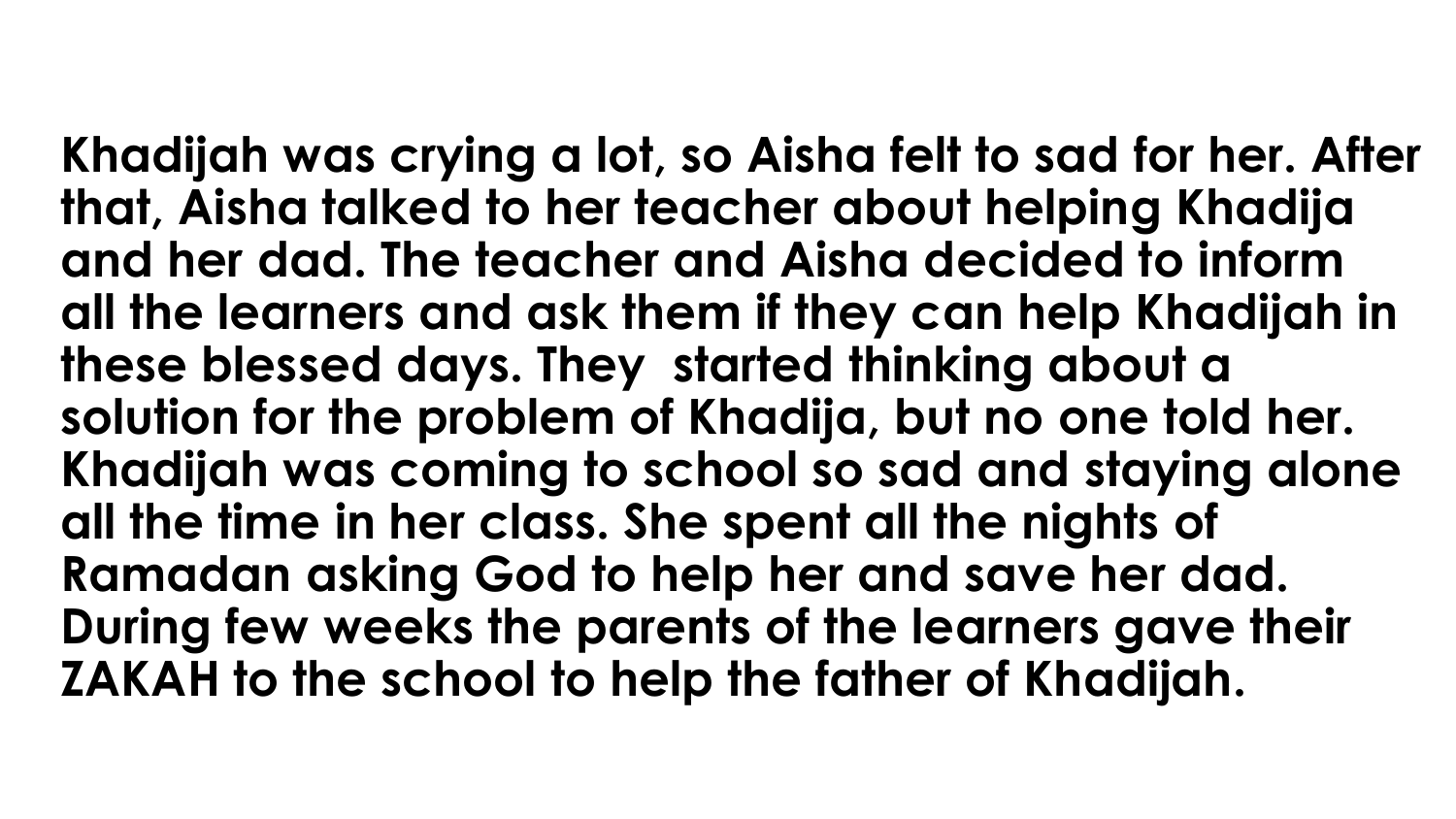**Khadijah was crying a lot, so Aisha felt to sad for her. After that, Aisha talked to her teacher about helping Khadija and her dad. The teacher and Aisha decided to inform all the learners and ask them if they can help Khadijah in these blessed days. They started thinking about a solution for the problem of Khadija, but no one told her. Khadijah was coming to school so sad and staying alone all the time in her class. She spent all the nights of Ramadan asking God to help her and save her dad. During few weeks the parents of the learners gave their ZAKAH to the school to help the father of Khadijah.**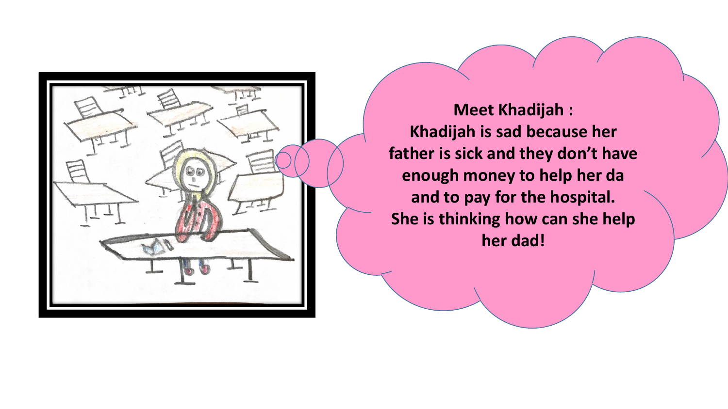**Meet Khadijah :**
**Khadijah is sad because her father is sick and they don't have enough money to help her da and to pay for the hospital.**
**She is thinking how can she help her dad!**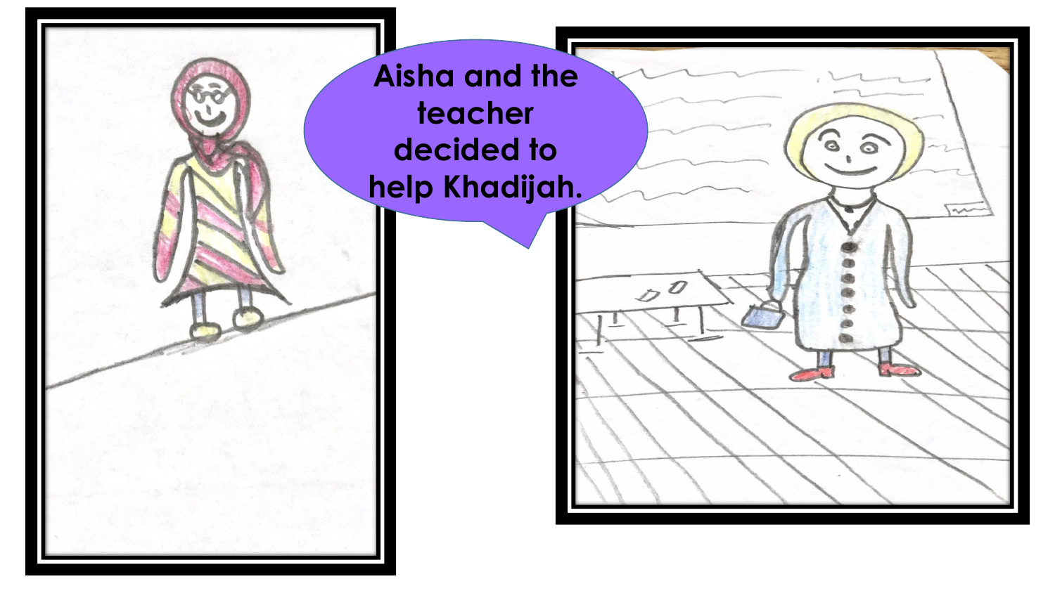Aisha and the teacher decided to help Khadijah.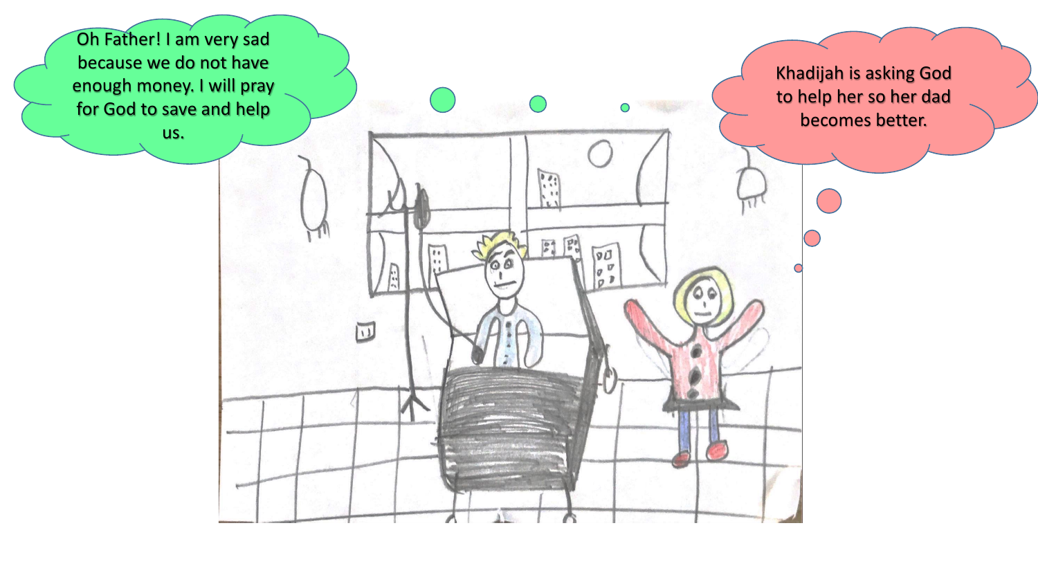Oh Father! I am very sad because we do not have enough money. I will pray for God to save and help us.

Khadijah is asking God to help her so her dad becomes better.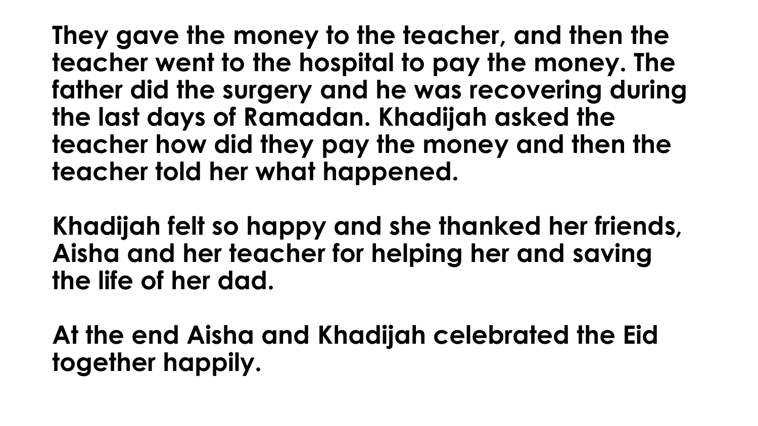**They gave the money to the teacher, and then the teacher went to the hospital to pay the money. The father did the surgery and he was recovering during the last days of Ramadan. Khadijah asked the teacher how did they pay the money and then the teacher told her what happened.**

**Khadijah felt so happy and she thanked her friends, Aisha and her teacher for helping her and saving the life of her dad.**

**At the end Aisha and Khadijah celebrated the Eid together happily.**